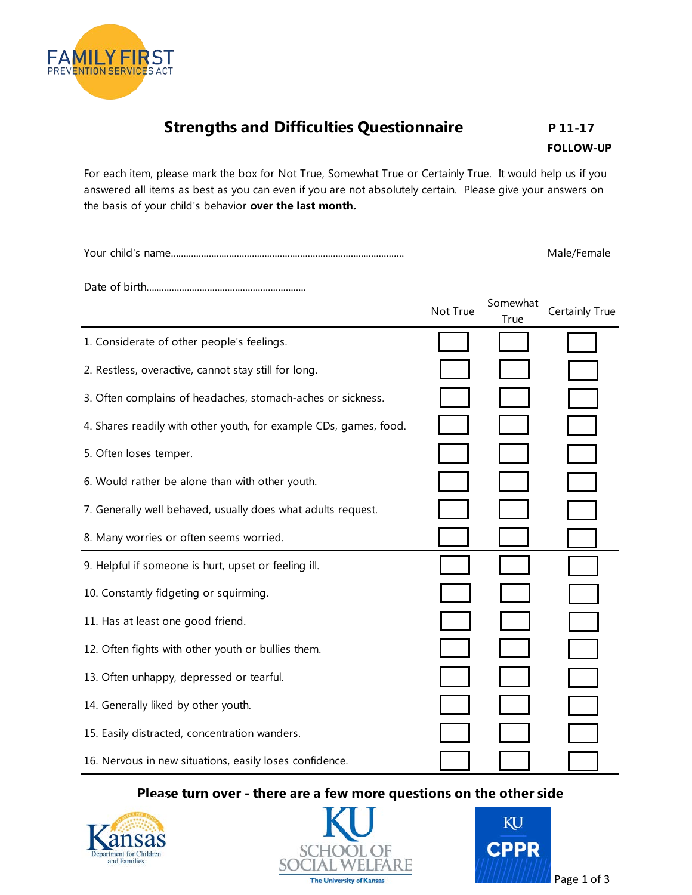FAMILY FIRST
PREVENTION SERVICES ACT

# Strengths and Difficulties Questionnaire

**P 11-17**

**FOLLOW-UP**

For each item, please mark the box for Not True, Somewhat True or Certainly True. It would help us if you answered all items as best as you can even if you are not absolutely certain. Please give your answers on the basis of your child's behavior **over the last month.**

Your child's name.......................................................................................... Male/Female

Date of birth..............................................................

| | Not True | Somewhat True | Certainly True |
|---|---|---|---|
| 1. Considerate of other people's feelings. | ☐ | ☐ | ☐ |
| 2. Restless, overactive, cannot stay still for long. | ☐ | ☐ | ☐ |
| 3. Often complains of headaches, stomach-aches or sickness. | ☐ | ☐ | ☐ |
| 4. Shares readily with other youth, for example CDs, games, food. | ☐ | ☐ | ☐ |
| 5. Often loses temper. | ☐ | ☐ | ☐ |
| 6. Would rather be alone than with other youth. | ☐ | ☐ | ☐ |
| 7. Generally well behaved, usually does what adults request. | ☐ | ☐ | ☐ |
| 8. Many worries or often seems worried. | ☐ | ☐ | ☐ |
| 9. Helpful if someone is hurt, upset or feeling ill. | ☐ | ☐ | ☐ |
| 10. Constantly fidgeting or squirming. | ☐ | ☐ | ☐ |
| 11. Has at least one good friend. | ☐ | ☐ | ☐ |
| 12. Often fights with other youth or bullies them. | ☐ | ☐ | ☐ |
| 13. Often unhappy, depressed or tearful. | ☐ | ☐ | ☐ |
| 14. Generally liked by other youth. | ☐ | ☐ | ☐ |
| 15. Easily distracted, concentration wanders. | ☐ | ☐ | ☐ |
| 16. Nervous in new situations, easily loses confidence. | ☐ | ☐ | ☐ |

**Please turn over - there are a few more questions on the other side**

Kansas Department for Children and Families

KU School of Social Welfare, The University of Kansas

KU CPPR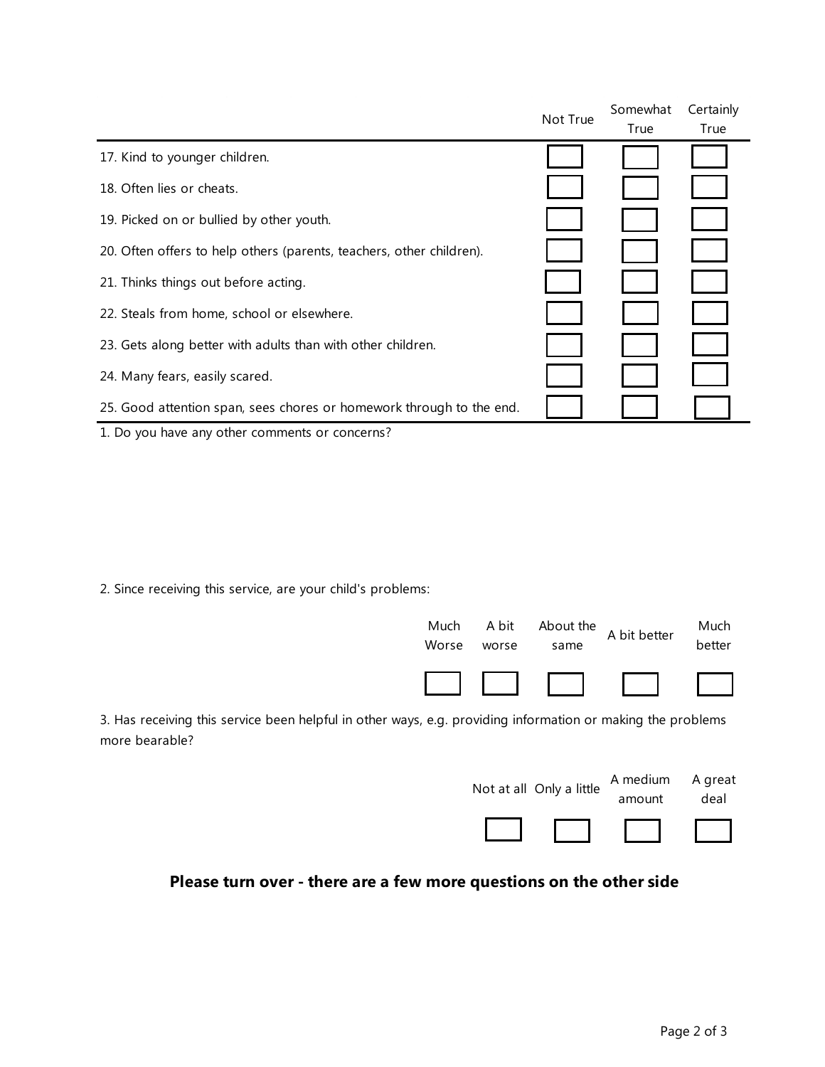| | Not True | Somewhat True | Certainly True |
|---|---|---|---|
| 17. Kind to younger children. | ☐ | ☐ | ☐ |
| 18. Often lies or cheats. | ☐ | ☐ | ☐ |
| 19. Picked on or bullied by other youth. | ☐ | ☐ | ☐ |
| 20. Often offers to help others (parents, teachers, other children). | ☐ | ☐ | ☐ |
| 21. Thinks things out before acting. | ☐ | ☐ | ☐ |
| 22. Steals from home, school or elsewhere. | ☐ | ☐ | ☐ |
| 23. Gets along better with adults than with other children. | ☐ | ☐ | ☐ |
| 24. Many fears, easily scared. | ☐ | ☐ | ☐ |
| 25. Good attention span, sees chores or homework through to the end. | ☐ | ☐ | ☐ |

1. Do you have any other comments or concerns?

2. Since receiving this service, are your child's problems:

| Much Worse | A bit worse | About the same | A bit better | Much better |
|---|---|---|---|---|
| ☐ | ☐ | ☐ | ☐ | ☐ |

3. Has receiving this service been helpful in other ways, e.g. providing information or making the problems more bearable?

| Not at all | Only a little | A medium amount | A great deal |
|---|---|---|---|
| ☐ | ☐ | ☐ | ☐ |

**Please turn over - there are a few more questions on the other side**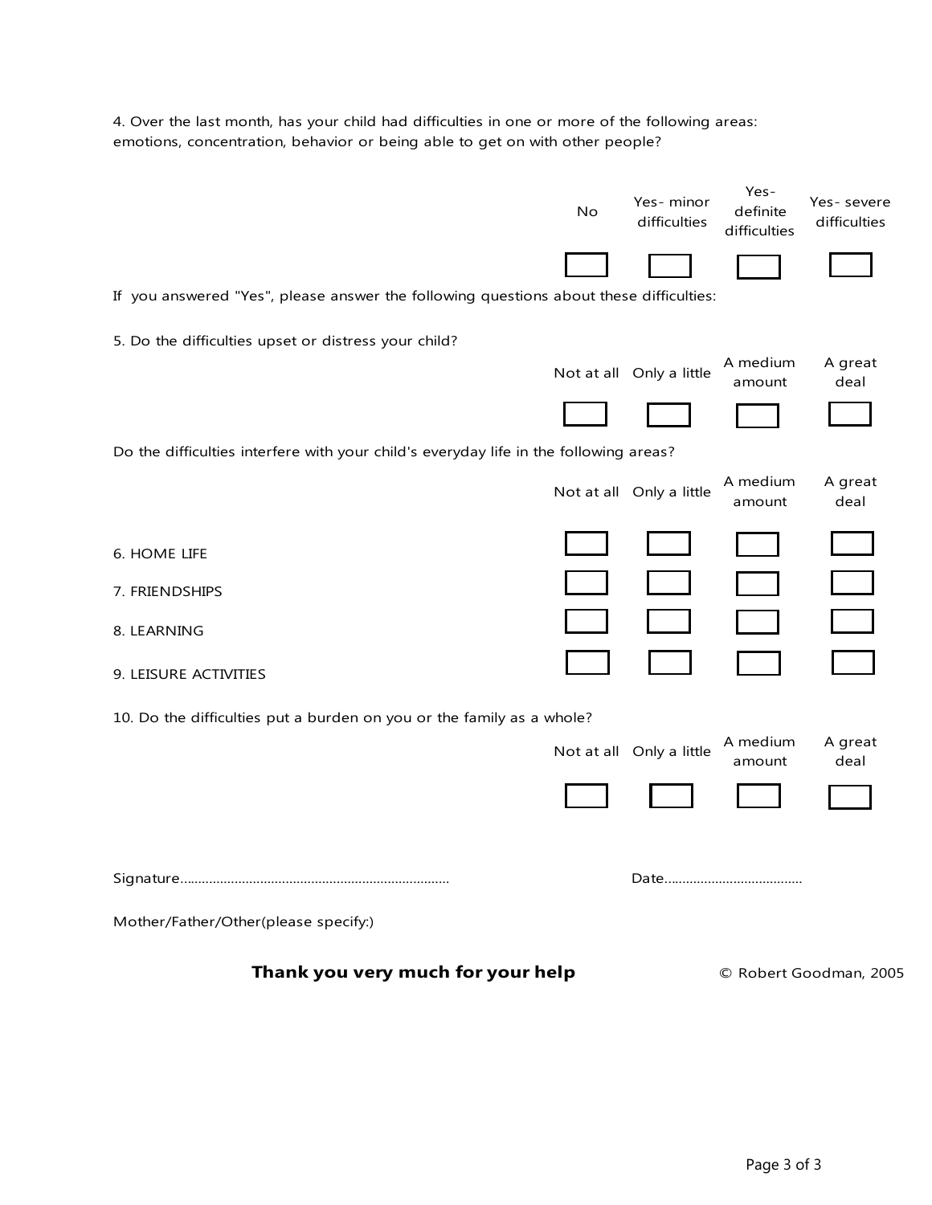4. Over the last month, has your child had difficulties in one or more of the following areas: emotions, concentration, behavior or being able to get on with other people?

| | No | Yes- minor difficulties | Yes- definite difficulties | Yes- severe difficulties |
| --- | --- | --- | --- | --- |
| | ☐ | ☐ | ☐ | ☐ |

If you answered "Yes", please answer the following questions about these difficulties:

5. Do the difficulties upset or distress your child?

| | Not at all | Only a little | A medium amount | A great deal |
| --- | --- | --- | --- | --- |
| | ☐ | ☐ | ☐ | ☐ |

Do the difficulties interfere with your child's everyday life in the following areas?

| | Not at all | Only a little | A medium amount | A great deal |
| --- | --- | --- | --- | --- |
| 6. HOME LIFE | ☐ | ☐ | ☐ | ☐ |
| 7. FRIENDSHIPS | ☐ | ☐ | ☐ | ☐ |
| 8. LEARNING | ☐ | ☐ | ☐ | ☐ |
| 9. LEISURE ACTIVITIES | ☐ | ☐ | ☐ | ☐ |

10. Do the difficulties put a burden on you or the family as a whole?

| | Not at all | Only a little | A medium amount | A great deal |
| --- | --- | --- | --- | --- |
| | ☐ | ☐ | ☐ | ☐ |

Signature.......................................................................... Date......................................

Mother/Father/Other(please specify:)

**Thank you very much for your help**

© Robert Goodman, 2005